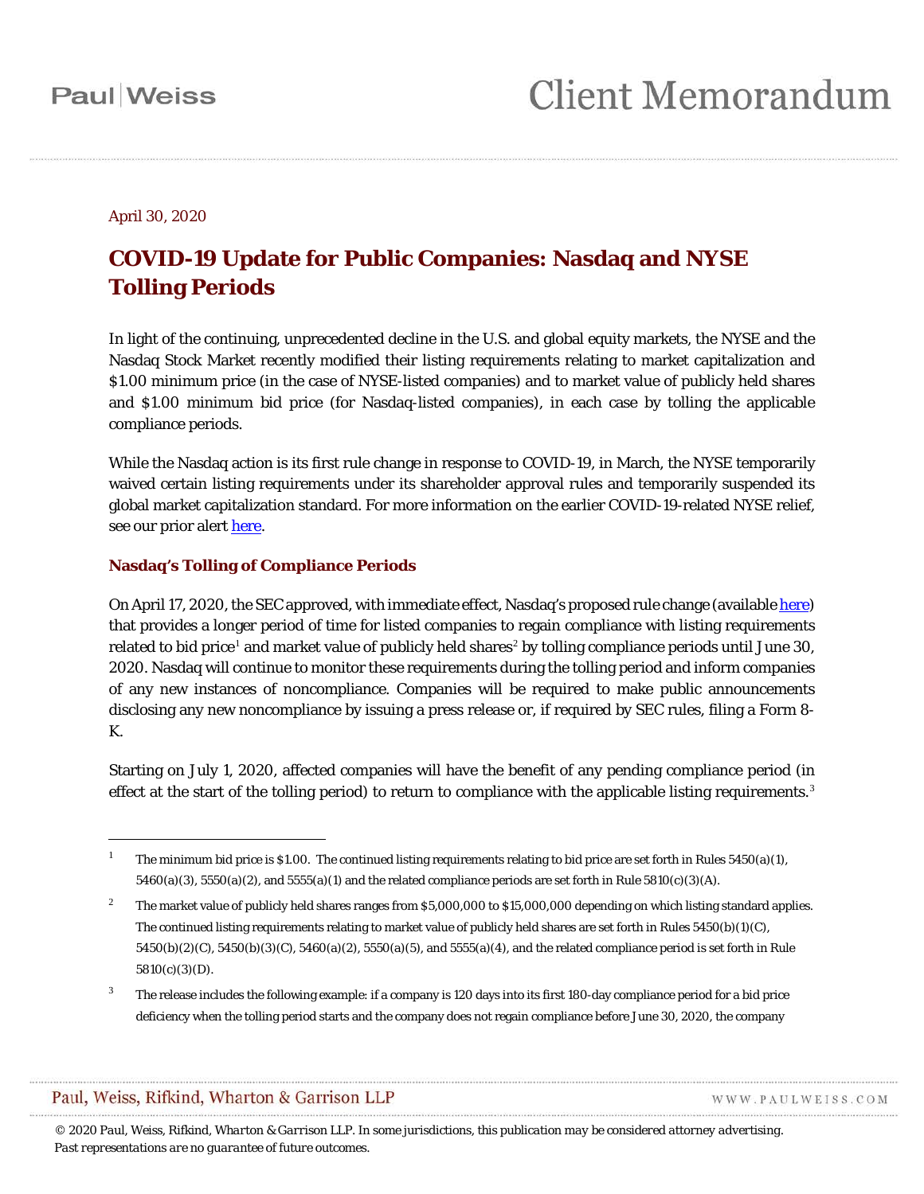Paul | Weiss

# Client Memorandum

April 30, 2020

## COVID-19 Update for Public Companies: Nasdaq and NYSE Tolling Periods

In light of the continuing, unprecedented decline in the U.S. and global equity markets, the NYSE and the Nasdaq Stock Market recently modified their listing requirements relating to market capitalization and $1.00 minimum price (in the case of NYSE-listed companies) and to market value of publicly held shares and $1.00 minimum bid price (for Nasdaq-listed companies), in each case by tolling the applicable compliance periods.

While the Nasdaq action is its first rule change in response to COVID-19, in March, the NYSE temporarily waived certain listing requirements under its shareholder approval rules and temporarily suspended its global market capitalization standard. For more information on the earlier COVID-19-related NYSE relief, see our prior alert here.

### Nasdaq's Tolling of Compliance Periods

On April 17, 2020, the SEC approved, with immediate effect, Nasdaq's proposed rule change (available here) that provides a longer period of time for listed companies to regain compliance with listing requirements related to bid price[1] and market value of publicly held shares[2] by tolling compliance periods until June 30, 2020. Nasdaq will continue to monitor these requirements during the tolling period and inform companies of any new instances of noncompliance. Companies will be required to make public announcements disclosing any new noncompliance by issuing a press release or, if required by SEC rules, filing a Form 8-K.

Starting on July 1, 2020, affected companies will have the benefit of any pending compliance period (in effect at the start of the tolling period) to return to compliance with the applicable listing requirements.[3]

---

[1] The minimum bid price is $1.00. The continued listing requirements relating to bid price are set forth in Rules 5450(a)(1), 5460(a)(3), 5550(a)(2), and 5555(a)(1) and the related compliance periods are set forth in Rule 5810(c)(3)(A).

[2] The market value of publicly held shares ranges from $5,000,000 to $15,000,000 depending on which listing standard applies. The continued listing requirements relating to market value of publicly held shares are set forth in Rules 5450(b)(1)(C), 5450(b)(2)(C), 5450(b)(3)(C), 5460(a)(2), 5550(a)(5), and 5555(a)(4), and the related compliance period is set forth in Rule 5810(c)(3)(D).

[3] The release includes the following example: if a company is 120 days into its first 180-day compliance period for a bid price deficiency when the tolling period starts and the company does not regain compliance before June 30, 2020, the company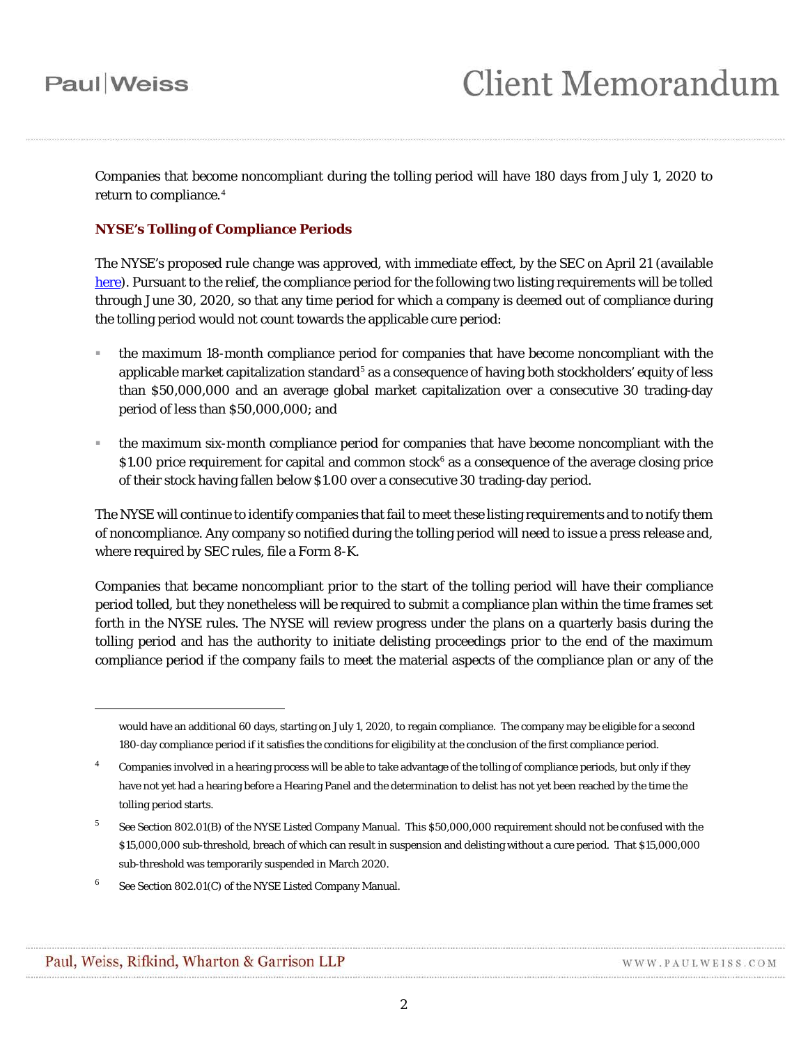Companies that become noncompliant during the tolling period will have 180 days from July 1, 2020 to return to compliance.[4]

### NYSE's Tolling of Compliance Periods

The NYSE's proposed rule change was approved, with immediate effect, by the SEC on April 21 (available here). Pursuant to the relief, the compliance period for the following two listing requirements will be tolled through June 30, 2020, so that any time period for which a company is deemed out of compliance during the tolling period would not count towards the applicable cure period:

- the maximum 18-month compliance period for companies that have become noncompliant with the applicable market capitalization standard[5] as a consequence of having both stockholders' equity of less than $50,000,000 and an average global market capitalization over a consecutive 30 trading-day period of less than $50,000,000; and
- the maximum six-month compliance period for companies that have become noncompliant with the $1.00 price requirement for capital and common stock[6] as a consequence of the average closing price of their stock having fallen below $1.00 over a consecutive 30 trading-day period.

The NYSE will continue to identify companies that fail to meet these listing requirements and to notify them of noncompliance. Any company so notified during the tolling period will need to issue a press release and, where required by SEC rules, file a Form 8-K.

Companies that became noncompliant prior to the start of the tolling period will have their compliance period tolled, but they nonetheless will be required to submit a compliance plan within the time frames set forth in the NYSE rules. The NYSE will review progress under the plans on a quarterly basis during the tolling period and has the authority to initiate delisting proceedings prior to the end of the maximum compliance period if the company fails to meet the material aspects of the compliance plan or any of the

---

would have an additional 60 days, starting on July 1, 2020, to regain compliance. The company may be eligible for a second 180-day compliance period if it satisfies the conditions for eligibility at the conclusion of the first compliance period.

[4] Companies involved in a hearing process will be able to take advantage of the tolling of compliance periods, but only if they have not yet had a hearing before a Hearing Panel and the determination to delist has not yet been reached by the time the tolling period starts.

[5] See Section 802.01(B) of the NYSE Listed Company Manual. This $50,000,000 requirement should not be confused with the $15,000,000 sub-threshold, breach of which can result in suspension and delisting without a cure period. That $15,000,000 sub-threshold was temporarily suspended in March 2020.

[6] See Section 802.01(C) of the NYSE Listed Company Manual.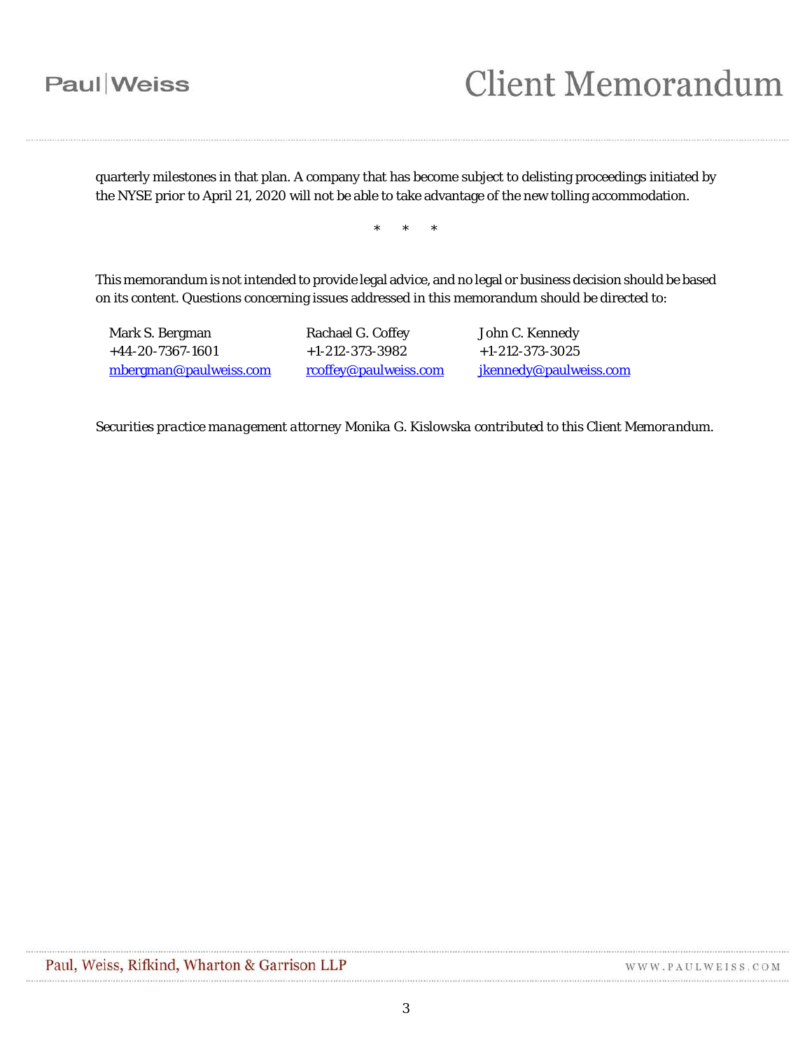quarterly milestones in that plan. A company that has become subject to delisting proceedings initiated by the NYSE prior to April 21, 2020 will not be able to take advantage of the new tolling accommodation.

\*     \*     \*

This memorandum is not intended to provide legal advice, and no legal or business decision should be based on its content. Questions concerning issues addressed in this memorandum should be directed to:

| | | |
|---|---|---|
| Mark S. Bergman<br>+44-20-7367-1601<br>[mbergman@paulweiss.com](mailto:mbergman@paulweiss.com) | Rachael G. Coffey<br>+1-212-373-3982<br>[rcoffey@paulweiss.com](mailto:rcoffey@paulweiss.com) | John C. Kennedy<br>+1-212-373-3025<br>[jkennedy@paulweiss.com](mailto:jkennedy@paulweiss.com) |

*Securities practice management attorney Monika G. Kislowska contributed to this Client Memorandum.*